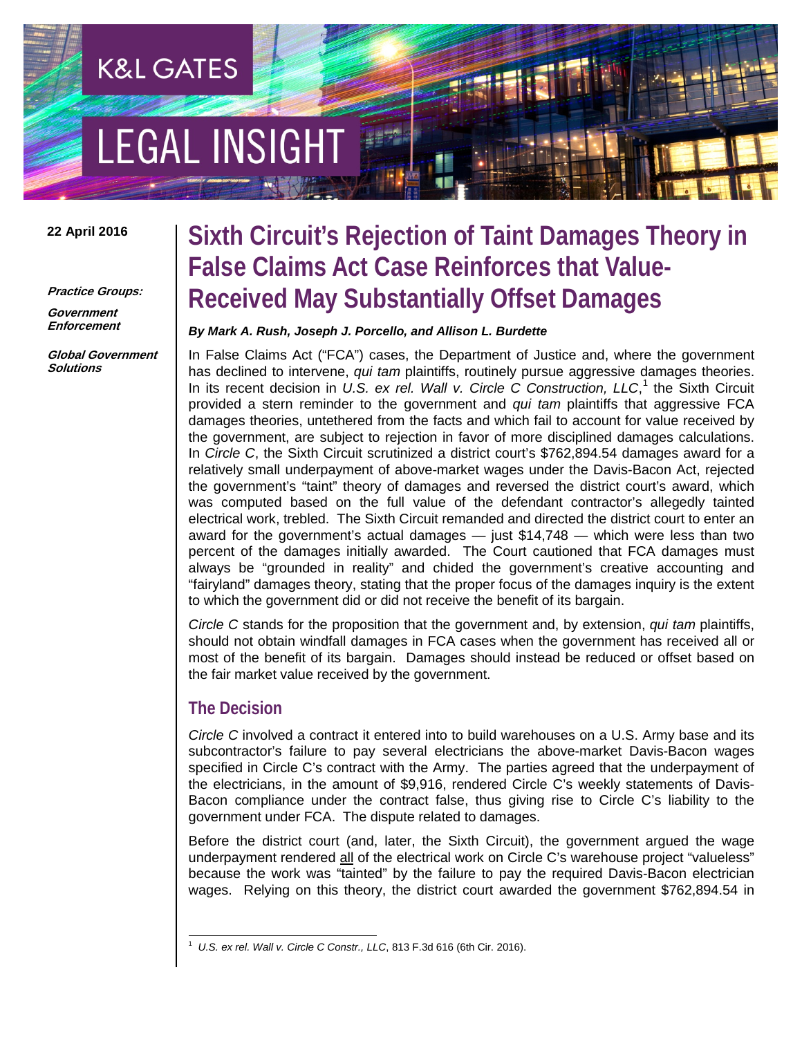K&L GATES

LEGAL INSIGHT

**22 April 2016**

***Practice Groups:***

***Government Enforcement***

***Global Government Solutions***

# Sixth Circuit's Rejection of Taint Damages Theory in False Claims Act Case Reinforces that Value-Received May Substantially Offset Damages

***By Mark A. Rush, Joseph J. Porcello, and Allison L. Burdette***

In False Claims Act ("FCA") cases, the Department of Justice and, where the government has declined to intervene, *qui tam* plaintiffs, routinely pursue aggressive damages theories. In its recent decision in *U.S. ex rel. Wall v. Circle C Construction, LLC*,[1] the Sixth Circuit provided a stern reminder to the government and *qui tam* plaintiffs that aggressive FCA damages theories, untethered from the facts and which fail to account for value received by the government, are subject to rejection in favor of more disciplined damages calculations. In *Circle C*, the Sixth Circuit scrutinized a district court's $762,894.54 damages award for a relatively small underpayment of above-market wages under the Davis-Bacon Act, rejected the government's "taint" theory of damages and reversed the district court's award, which was computed based on the full value of the defendant contractor's allegedly tainted electrical work, trebled. The Sixth Circuit remanded and directed the district court to enter an award for the government's actual damages — just $14,748 — which were less than two percent of the damages initially awarded. The Court cautioned that FCA damages must always be "grounded in reality" and chided the government's creative accounting and "fairyland" damages theory, stating that the proper focus of the damages inquiry is the extent to which the government did or did not receive the benefit of its bargain.

*Circle C* stands for the proposition that the government and, by extension, *qui tam* plaintiffs, should not obtain windfall damages in FCA cases when the government has received all or most of the benefit of its bargain. Damages should instead be reduced or offset based on the fair market value received by the government.

## The Decision

*Circle C* involved a contract it entered into to build warehouses on a U.S. Army base and its subcontractor's failure to pay several electricians the above-market Davis-Bacon wages specified in Circle C's contract with the Army. The parties agreed that the underpayment of the electricians, in the amount of $9,916, rendered Circle C's weekly statements of Davis-Bacon compliance under the contract false, thus giving rise to Circle C's liability to the government under FCA. The dispute related to damages.

Before the district court (and, later, the Sixth Circuit), the government argued the wage underpayment rendered all of the electrical work on Circle C's warehouse project "valueless" because the work was "tainted" by the failure to pay the required Davis-Bacon electrician wages. Relying on this theory, the district court awarded the government $762,894.54 in

[1] *U.S. ex rel. Wall v. Circle C Constr., LLC*, 813 F.3d 616 (6th Cir. 2016).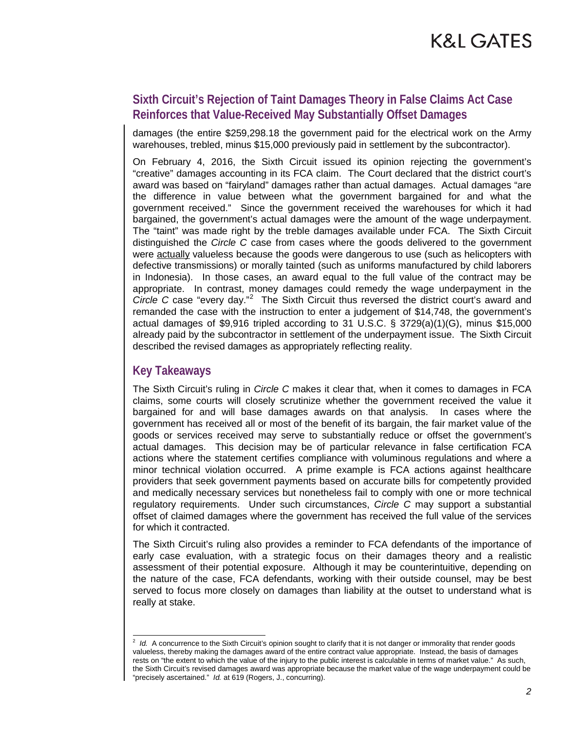## Sixth Circuit's Rejection of Taint Damages Theory in False Claims Act Case Reinforces that Value-Received May Substantially Offset Damages

damages (the entire $259,298.18 the government paid for the electrical work on the Army warehouses, trebled, minus $15,000 previously paid in settlement by the subcontractor).

On February 4, 2016, the Sixth Circuit issued its opinion rejecting the government's "creative" damages accounting in its FCA claim. The Court declared that the district court's award was based on "fairyland" damages rather than actual damages. Actual damages "are the difference in value between what the government bargained for and what the government received." Since the government received the warehouses for which it had bargained, the government's actual damages were the amount of the wage underpayment. The "taint" was made right by the treble damages available under FCA. The Sixth Circuit distinguished the *Circle C* case from cases where the goods delivered to the government were actually valueless because the goods were dangerous to use (such as helicopters with defective transmissions) or morally tainted (such as uniforms manufactured by child laborers in Indonesia). In those cases, an award equal to the full value of the contract may be appropriate. In contrast, money damages could remedy the wage underpayment in the *Circle C* case "every day."[2] The Sixth Circuit thus reversed the district court's award and remanded the case with the instruction to enter a judgement of $14,748, the government's actual damages of $9,916 tripled according to 31 U.S.C. § 3729(a)(1)(G), minus $15,000 already paid by the subcontractor in settlement of the underpayment issue. The Sixth Circuit described the revised damages as appropriately reflecting reality.

## Key Takeaways

The Sixth Circuit's ruling in *Circle C* makes it clear that, when it comes to damages in FCA claims, some courts will closely scrutinize whether the government received the value it bargained for and will base damages awards on that analysis. In cases where the government has received all or most of the benefit of its bargain, the fair market value of the goods or services received may serve to substantially reduce or offset the government's actual damages. This decision may be of particular relevance in false certification FCA actions where the statement certifies compliance with voluminous regulations and where a minor technical violation occurred. A prime example is FCA actions against healthcare providers that seek government payments based on accurate bills for competently provided and medically necessary services but nonetheless fail to comply with one or more technical regulatory requirements. Under such circumstances, *Circle C* may support a substantial offset of claimed damages where the government has received the full value of the services for which it contracted.

The Sixth Circuit's ruling also provides a reminder to FCA defendants of the importance of early case evaluation, with a strategic focus on their damages theory and a realistic assessment of their potential exposure. Although it may be counterintuitive, depending on the nature of the case, FCA defendants, working with their outside counsel, may be best served to focus more closely on damages than liability at the outset to understand what is really at stake.

---

[2] *Id.* A concurrence to the Sixth Circuit's opinion sought to clarify that it is not danger or immorality that render goods valueless, thereby making the damages award of the entire contract value appropriate. Instead, the basis of damages rests on "the extent to which the value of the injury to the public interest is calculable in terms of market value." As such, the Sixth Circuit's revised damages award was appropriate because the market value of the wage underpayment could be "precisely ascertained." *Id.* at 619 (Rogers, J., concurring).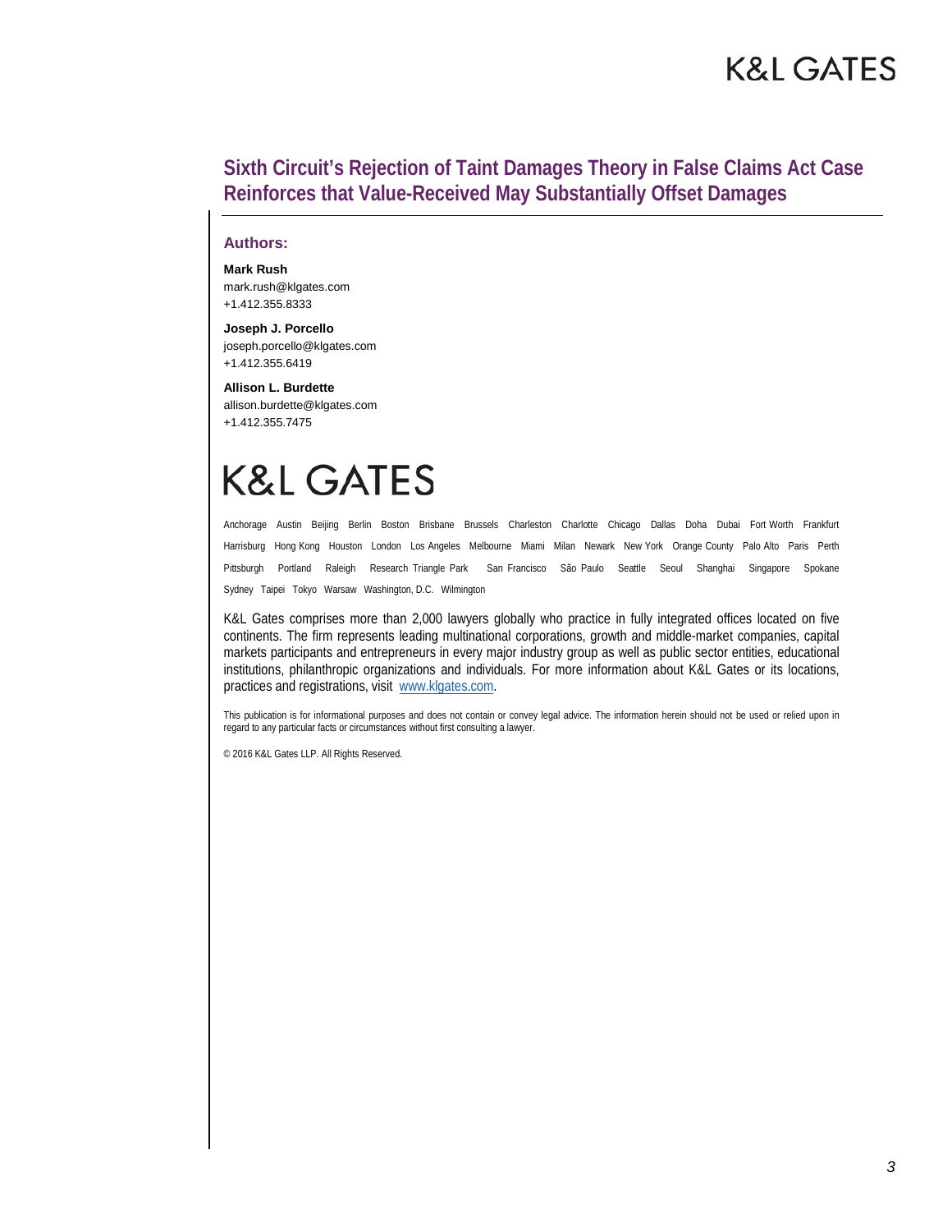## Sixth Circuit's Rejection of Taint Damages Theory in False Claims Act Case Reinforces that Value-Received May Substantially Offset Damages

### Authors:

**Mark Rush**
mark.rush@klgates.com
+1.412.355.8333

**Joseph J. Porcello**
joseph.porcello@klgates.com
+1.412.355.6419

**Allison L. Burdette**
allison.burdette@klgates.com
+1.412.355.7475

# K&L GATES

Anchorage Austin Beijing Berlin Boston Brisbane Brussels Charleston Charlotte Chicago Dallas Doha Dubai Fort Worth Frankfurt Harrisburg Hong Kong Houston London Los Angeles Melbourne Miami Milan Newark New York Orange County Palo Alto Paris Perth Pittsburgh Portland Raleigh Research Triangle Park San Francisco São Paulo Seattle Seoul Shanghai Singapore Spokane Sydney Taipei Tokyo Warsaw Washington, D.C. Wilmington

K&L Gates comprises more than 2,000 lawyers globally who practice in fully integrated offices located on five continents. The firm represents leading multinational corporations, growth and middle-market companies, capital markets participants and entrepreneurs in every major industry group as well as public sector entities, educational institutions, philanthropic organizations and individuals. For more information about K&L Gates or its locations, practices and registrations, visit www.klgates.com.

This publication is for informational purposes and does not contain or convey legal advice. The information herein should not be used or relied upon in regard to any particular facts or circumstances without first consulting a lawyer.

© 2016 K&L Gates LLP. All Rights Reserved.